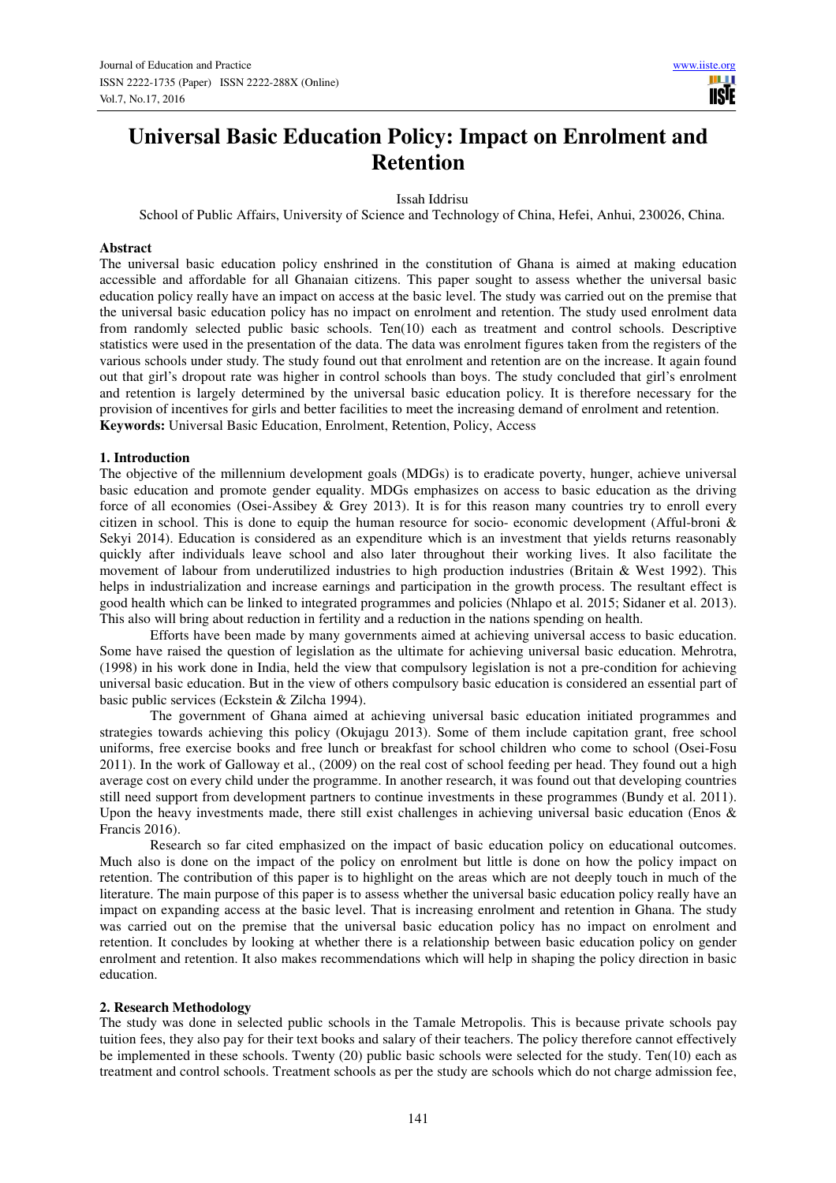# Universal Basic Education Policy: Impact on Enrolment and Retention

Issah Iddrisu

School of Public Affairs, University of Science and Technology of China, Hefei, Anhui, 230026, China.

## Abstract

The universal basic education policy enshrined in the constitution of Ghana is aimed at making education accessible and affordable for all Ghanaian citizens. This paper sought to assess whether the universal basic education policy really have an impact on access at the basic level. The study was carried out on the premise that the universal basic education policy has no impact on enrolment and retention. The study used enrolment data from randomly selected public basic schools. Ten(10) each as treatment and control schools. Descriptive statistics were used in the presentation of the data. The data was enrolment figures taken from the registers of the various schools under study. The study found out that enrolment and retention are on the increase. It again found out that girl's dropout rate was higher in control schools than boys. The study concluded that girl's enrolment and retention is largely determined by the universal basic education policy. It is therefore necessary for the provision of incentives for girls and better facilities to meet the increasing demand of enrolment and retention.

**Keywords:** Universal Basic Education, Enrolment, Retention, Policy, Access

## 1. Introduction

The objective of the millennium development goals (MDGs) is to eradicate poverty, hunger, achieve universal basic education and promote gender equality. MDGs emphasizes on access to basic education as the driving force of all economies (Osei-Assibey & Grey 2013). It is for this reason many countries try to enroll every citizen in school. This is done to equip the human resource for socio- economic development (Afful-broni & Sekyi 2014). Education is considered as an expenditure which is an investment that yields returns reasonably quickly after individuals leave school and also later throughout their working lives. It also facilitate the movement of labour from underutilized industries to high production industries (Britain & West 1992). This helps in industrialization and increase earnings and participation in the growth process. The resultant effect is good health which can be linked to integrated programmes and policies (Nhlapo et al. 2015; Sidaner et al. 2013). This also will bring about reduction in fertility and a reduction in the nations spending on health.

Efforts have been made by many governments aimed at achieving universal access to basic education. Some have raised the question of legislation as the ultimate for achieving universal basic education. Mehrotra, (1998) in his work done in India, held the view that compulsory legislation is not a pre-condition for achieving universal basic education. But in the view of others compulsory basic education is considered an essential part of basic public services (Eckstein & Zilcha 1994).

The government of Ghana aimed at achieving universal basic education initiated programmes and strategies towards achieving this policy (Okujagu 2013). Some of them include capitation grant, free school uniforms, free exercise books and free lunch or breakfast for school children who come to school (Osei-Fosu 2011). In the work of Galloway et al., (2009) on the real cost of school feeding per head. They found out a high average cost on every child under the programme. In another research, it was found out that developing countries still need support from development partners to continue investments in these programmes (Bundy et al. 2011). Upon the heavy investments made, there still exist challenges in achieving universal basic education (Enos & Francis 2016).

Research so far cited emphasized on the impact of basic education policy on educational outcomes. Much also is done on the impact of the policy on enrolment but little is done on how the policy impact on retention. The contribution of this paper is to highlight on the areas which are not deeply touch in much of the literature. The main purpose of this paper is to assess whether the universal basic education policy really have an impact on expanding access at the basic level. That is increasing enrolment and retention in Ghana. The study was carried out on the premise that the universal basic education policy has no impact on enrolment and retention. It concludes by looking at whether there is a relationship between basic education policy on gender enrolment and retention. It also makes recommendations which will help in shaping the policy direction in basic education.

## 2. Research Methodology

The study was done in selected public schools in the Tamale Metropolis. This is because private schools pay tuition fees, they also pay for their text books and salary of their teachers. The policy therefore cannot effectively be implemented in these schools. Twenty (20) public basic schools were selected for the study. Ten(10) each as treatment and control schools. Treatment schools as per the study are schools which do not charge admission fee,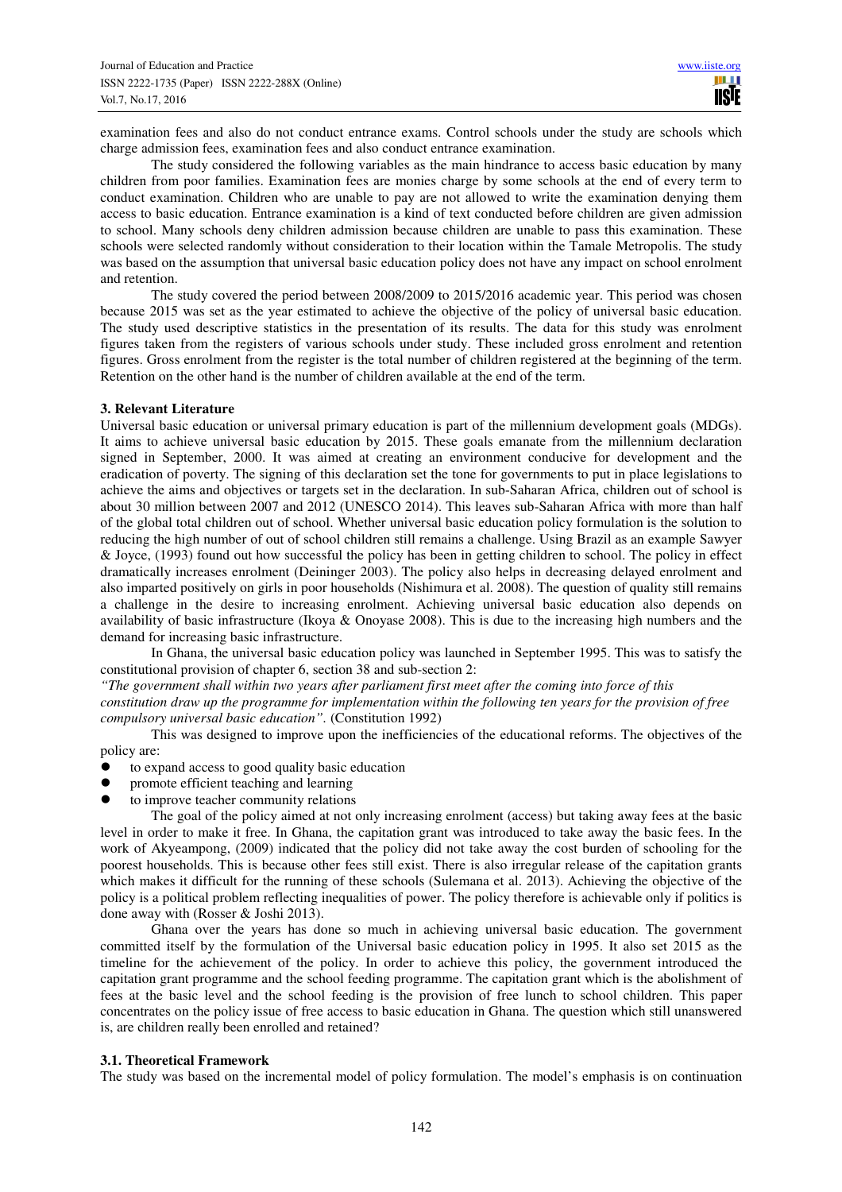examination fees and also do not conduct entrance exams. Control schools under the study are schools which charge admission fees, examination fees and also conduct entrance examination.

The study considered the following variables as the main hindrance to access basic education by many children from poor families. Examination fees are monies charge by some schools at the end of every term to conduct examination. Children who are unable to pay are not allowed to write the examination denying them access to basic education. Entrance examination is a kind of text conducted before children are given admission to school. Many schools deny children admission because children are unable to pass this examination. These schools were selected randomly without consideration to their location within the Tamale Metropolis. The study was based on the assumption that universal basic education policy does not have any impact on school enrolment and retention.

The study covered the period between 2008/2009 to 2015/2016 academic year. This period was chosen because 2015 was set as the year estimated to achieve the objective of the policy of universal basic education. The study used descriptive statistics in the presentation of its results. The data for this study was enrolment figures taken from the registers of various schools under study. These included gross enrolment and retention figures. Gross enrolment from the register is the total number of children registered at the beginning of the term. Retention on the other hand is the number of children available at the end of the term.

## 3. Relevant Literature

Universal basic education or universal primary education is part of the millennium development goals (MDGs). It aims to achieve universal basic education by 2015. These goals emanate from the millennium declaration signed in September, 2000. It was aimed at creating an environment conducive for development and the eradication of poverty. The signing of this declaration set the tone for governments to put in place legislations to achieve the aims and objectives or targets set in the declaration. In sub-Saharan Africa, children out of school is about 30 million between 2007 and 2012 (UNESCO 2014). This leaves sub-Saharan Africa with more than half of the global total children out of school. Whether universal basic education policy formulation is the solution to reducing the high number of out of school children still remains a challenge. Using Brazil as an example Sawyer & Joyce, (1993) found out how successful the policy has been in getting children to school. The policy in effect dramatically increases enrolment (Deininger 2003). The policy also helps in decreasing delayed enrolment and also imparted positively on girls in poor households (Nishimura et al. 2008). The question of quality still remains a challenge in the desire to increasing enrolment. Achieving universal basic education also depends on availability of basic infrastructure (Ikoya & Onoyase 2008). This is due to the increasing high numbers and the demand for increasing basic infrastructure.

In Ghana, the universal basic education policy was launched in September 1995. This was to satisfy the constitutional provision of chapter 6, section 38 and sub-section 2:

*"The government shall within two years after parliament first meet after the coming into force of this constitution draw up the programme for implementation within the following ten years for the provision of free compulsory universal basic education".* (Constitution 1992)

This was designed to improve upon the inefficiencies of the educational reforms. The objectives of the policy are:

- to expand access to good quality basic education
- promote efficient teaching and learning
- to improve teacher community relations

The goal of the policy aimed at not only increasing enrolment (access) but taking away fees at the basic level in order to make it free. In Ghana, the capitation grant was introduced to take away the basic fees. In the work of Akyeampong, (2009) indicated that the policy did not take away the cost burden of schooling for the poorest households. This is because other fees still exist. There is also irregular release of the capitation grants which makes it difficult for the running of these schools (Sulemana et al. 2013). Achieving the objective of the policy is a political problem reflecting inequalities of power. The policy therefore is achievable only if politics is done away with (Rosser & Joshi 2013).

Ghana over the years has done so much in achieving universal basic education. The government committed itself by the formulation of the Universal basic education policy in 1995. It also set 2015 as the timeline for the achievement of the policy. In order to achieve this policy, the government introduced the capitation grant programme and the school feeding programme. The capitation grant which is the abolishment of fees at the basic level and the school feeding is the provision of free lunch to school children. This paper concentrates on the policy issue of free access to basic education in Ghana. The question which still unanswered is, are children really been enrolled and retained?

### 3.1. Theoretical Framework

The study was based on the incremental model of policy formulation. The model's emphasis is on continuation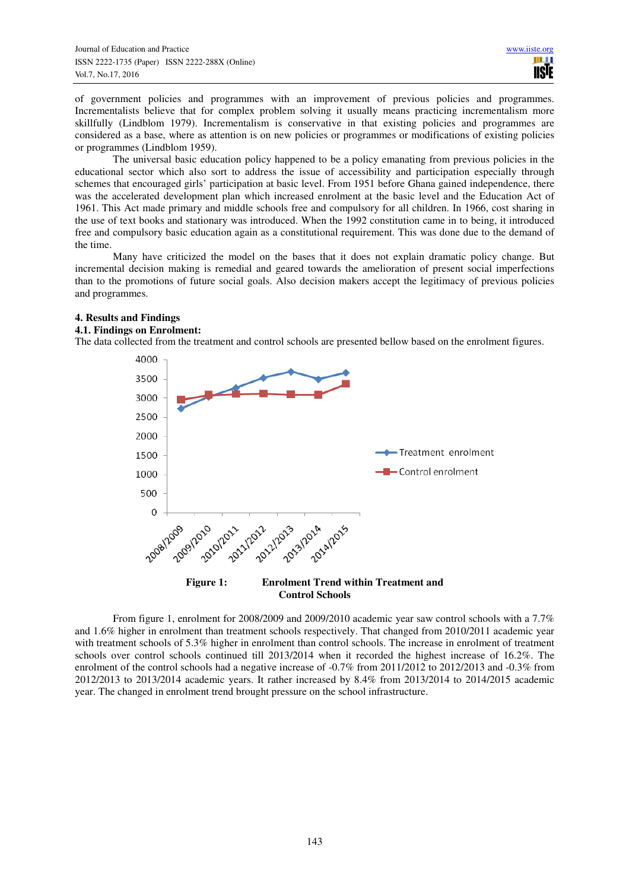of government policies and programmes with an improvement of previous policies and programmes. Incrementalists believe that for complex problem solving it usually means practicing incrementalism more skillfully (Lindblom 1979). Incrementalism is conservative in that existing policies and programmes are considered as a base, where as attention is on new policies or programmes or modifications of existing policies or programmes (Lindblom 1959).

The universal basic education policy happened to be a policy emanating from previous policies in the educational sector which also sort to address the issue of accessibility and participation especially through schemes that encouraged girls' participation at basic level. From 1951 before Ghana gained independence, there was the accelerated development plan which increased enrolment at the basic level and the Education Act of 1961. This Act made primary and middle schools free and compulsory for all children. In 1966, cost sharing in the use of text books and stationary was introduced. When the 1992 constitution came in to being, it introduced free and compulsory basic education again as a constitutional requirement. This was done due to the demand of the time.

Many have criticized the model on the bases that it does not explain dramatic policy change. But incremental decision making is remedial and geared towards the amelioration of present social imperfections than to the promotions of future social goals. Also decision makers accept the legitimacy of previous policies and programmes.

## 4. Results and Findings

### 4.1. Findings on Enrolment:

The data collected from the treatment and control schools are presented bellow based on the enrolment figures.

**Figure 1: Enrolment Trend within Treatment and Control Schools**

From figure 1, enrolment for 2008/2009 and 2009/2010 academic year saw control schools with a 7.7% and 1.6% higher in enrolment than treatment schools respectively. That changed from 2010/2011 academic year with treatment schools of 5.3% higher in enrolment than control schools. The increase in enrolment of treatment schools over control schools continued till 2013/2014 when it recorded the highest increase of 16.2%. The enrolment of the control schools had a negative increase of -0.7% from 2011/2012 to 2012/2013 and -0.3% from 2012/2013 to 2013/2014 academic years. It rather increased by 8.4% from 2013/2014 to 2014/2015 academic year. The changed in enrolment trend brought pressure on the school infrastructure.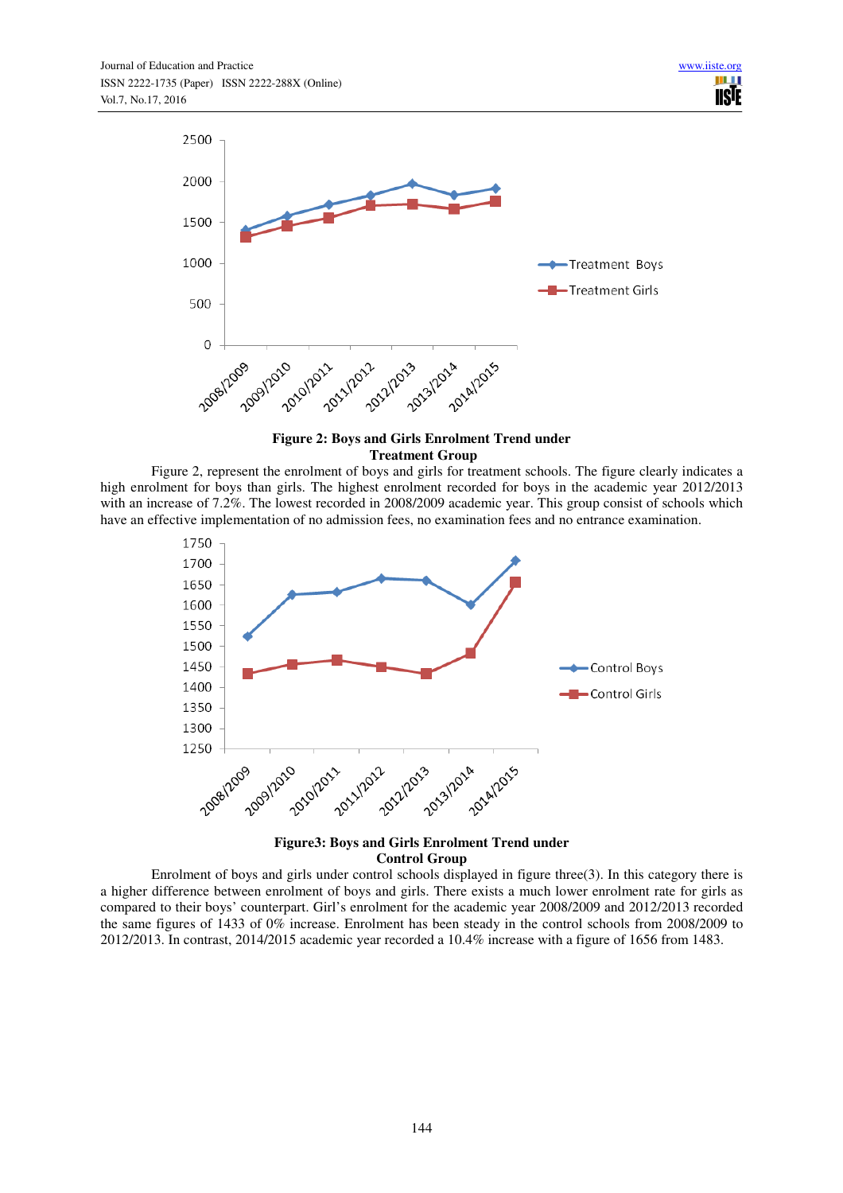**Figure 2: Boys and Girls Enrolment Trend under Treatment Group**

Figure 2, represent the enrolment of boys and girls for treatment schools. The figure clearly indicates a high enrolment for boys than girls. The highest enrolment recorded for boys in the academic year 2012/2013 with an increase of 7.2%. The lowest recorded in 2008/2009 academic year. This group consist of schools which have an effective implementation of no admission fees, no examination fees and no entrance examination.

**Figure3: Boys and Girls Enrolment Trend under Control Group**

Enrolment of boys and girls under control schools displayed in figure three(3). In this category there is a higher difference between enrolment of boys and girls. There exists a much lower enrolment rate for girls as compared to their boys' counterpart. Girl's enrolment for the academic year 2008/2009 and 2012/2013 recorded the same figures of 1433 of 0% increase. Enrolment has been steady in the control schools from 2008/2009 to 2012/2013. In contrast, 2014/2015 academic year recorded a 10.4% increase with a figure of 1656 from 1483.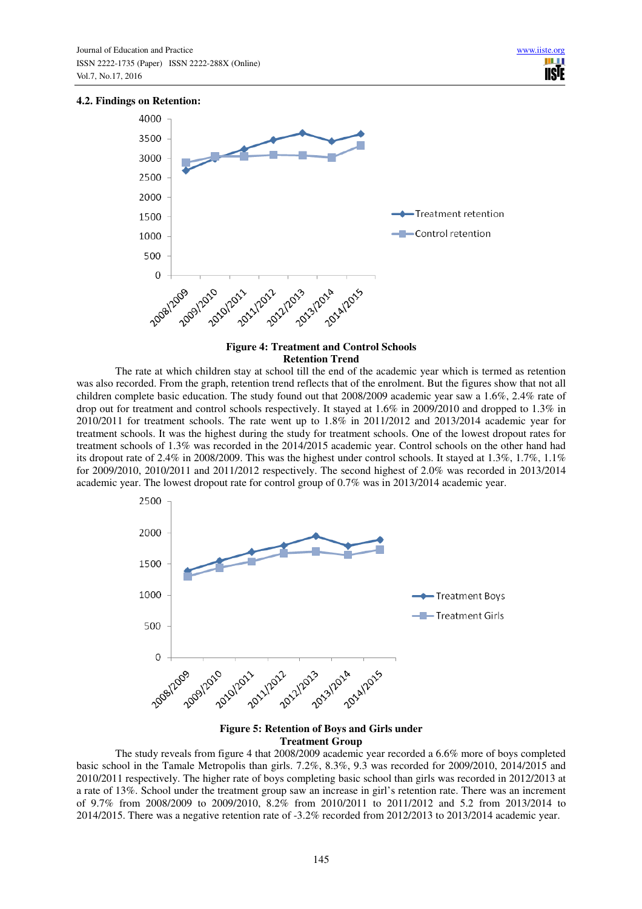### 4.2. Findings on Retention:

**Figure 4: Treatment and Control Schools Retention Trend**

The rate at which children stay at school till the end of the academic year which is termed as retention was also recorded. From the graph, retention trend reflects that of the enrolment. But the figures show that not all children complete basic education. The study found out that 2008/2009 academic year saw a 1.6%, 2.4% rate of drop out for treatment and control schools respectively. It stayed at 1.6% in 2009/2010 and dropped to 1.3% in 2010/2011 for treatment schools. The rate went up to 1.8% in 2011/2012 and 2013/2014 academic year for treatment schools. It was the highest during the study for treatment schools. One of the lowest dropout rates for treatment schools of 1.3% was recorded in the 2014/2015 academic year. Control schools on the other hand had its dropout rate of 2.4% in 2008/2009. This was the highest under control schools. It stayed at 1.3%, 1.7%, 1.1% for 2009/2010, 2010/2011 and 2011/2012 respectively. The second highest of 2.0% was recorded in 2013/2014 academic year. The lowest dropout rate for control group of 0.7% was in 2013/2014 academic year.

**Figure 5: Retention of Boys and Girls under Treatment Group**

The study reveals from figure 4 that 2008/2009 academic year recorded a 6.6% more of boys completed basic school in the Tamale Metropolis than girls. 7.2%, 8.3%, 9.3 was recorded for 2009/2010, 2014/2015 and 2010/2011 respectively. The higher rate of boys completing basic school than girls was recorded in 2012/2013 at a rate of 13%. School under the treatment group saw an increase in girl's retention rate. There was an increment of 9.7% from 2008/2009 to 2009/2010, 8.2% from 2010/2011 to 2011/2012 and 5.2 from 2013/2014 to 2014/2015. There was a negative retention rate of -3.2% recorded from 2012/2013 to 2013/2014 academic year.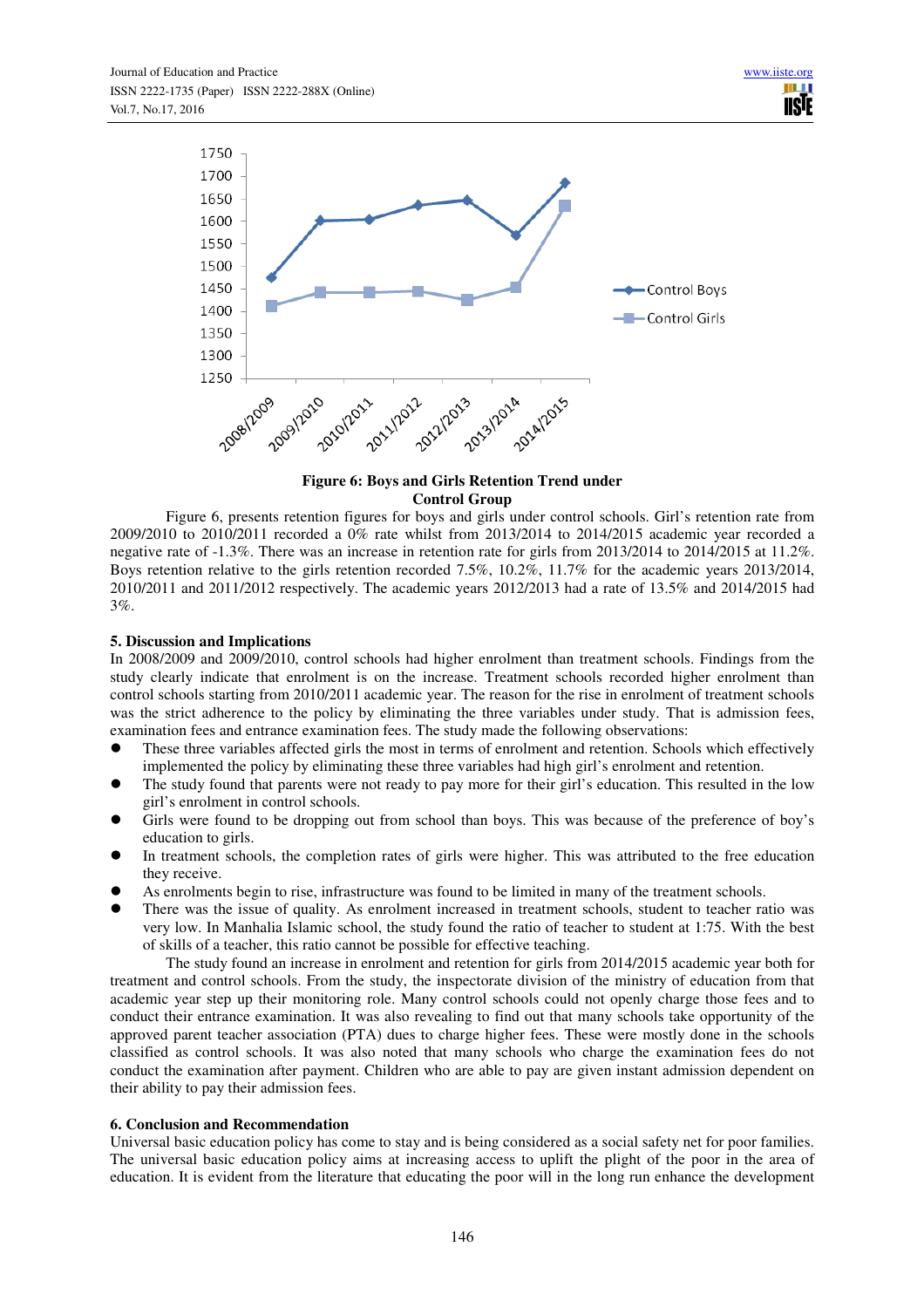**Figure 6: Boys and Girls Retention Trend under Control Group**

Figure 6, presents retention figures for boys and girls under control schools. Girl's retention rate from 2009/2010 to 2010/2011 recorded a 0% rate whilst from 2013/2014 to 2014/2015 academic year recorded a negative rate of -1.3%. There was an increase in retention rate for girls from 2013/2014 to 2014/2015 at 11.2%. Boys retention relative to the girls retention recorded 7.5%, 10.2%, 11.7% for the academic years 2013/2014, 2010/2011 and 2011/2012 respectively. The academic years 2012/2013 had a rate of 13.5% and 2014/2015 had 3%.

## 5. Discussion and Implications

In 2008/2009 and 2009/2010, control schools had higher enrolment than treatment schools. Findings from the study clearly indicate that enrolment is on the increase. Treatment schools recorded higher enrolment than control schools starting from 2010/2011 academic year. The reason for the rise in enrolment of treatment schools was the strict adherence to the policy by eliminating the three variables under study. That is admission fees, examination fees and entrance examination fees. The study made the following observations:

- These three variables affected girls the most in terms of enrolment and retention. Schools which effectively implemented the policy by eliminating these three variables had high girl's enrolment and retention.
- The study found that parents were not ready to pay more for their girl's education. This resulted in the low girl's enrolment in control schools.
- Girls were found to be dropping out from school than boys. This was because of the preference of boy's education to girls.
- In treatment schools, the completion rates of girls were higher. This was attributed to the free education they receive.
- As enrolments begin to rise, infrastructure was found to be limited in many of the treatment schools.
- There was the issue of quality. As enrolment increased in treatment schools, student to teacher ratio was very low. In Manhalia Islamic school, the study found the ratio of teacher to student at 1:75. With the best of skills of a teacher, this ratio cannot be possible for effective teaching.

The study found an increase in enrolment and retention for girls from 2014/2015 academic year both for treatment and control schools. From the study, the inspectorate division of the ministry of education from that academic year step up their monitoring role. Many control schools could not openly charge those fees and to conduct their entrance examination. It was also revealing to find out that many schools take opportunity of the approved parent teacher association (PTA) dues to charge higher fees. These were mostly done in the schools classified as control schools. It was also noted that many schools who charge the examination fees do not conduct the examination after payment. Children who are able to pay are given instant admission dependent on their ability to pay their admission fees.

## 6. Conclusion and Recommendation

Universal basic education policy has come to stay and is being considered as a social safety net for poor families. The universal basic education policy aims at increasing access to uplift the plight of the poor in the area of education. It is evident from the literature that educating the poor will in the long run enhance the development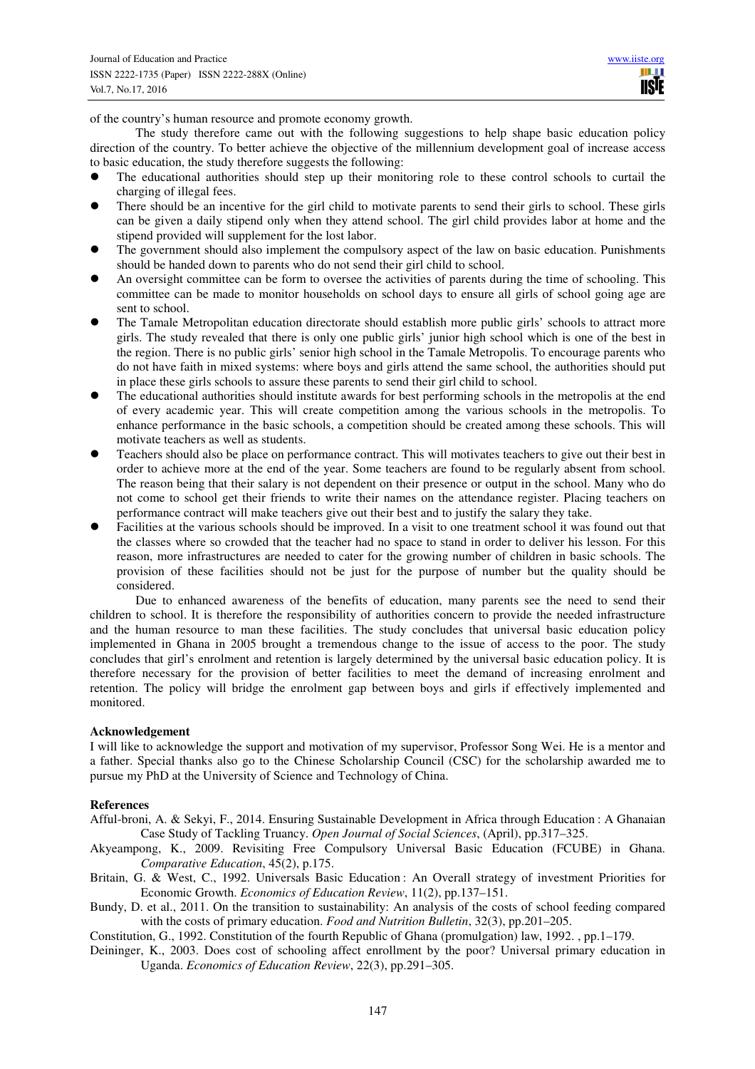of the country's human resource and promote economy growth.

The study therefore came out with the following suggestions to help shape basic education policy direction of the country. To better achieve the objective of the millennium development goal of increase access to basic education, the study therefore suggests the following:

- The educational authorities should step up their monitoring role to these control schools to curtail the charging of illegal fees.
- There should be an incentive for the girl child to motivate parents to send their girls to school. These girls can be given a daily stipend only when they attend school. The girl child provides labor at home and the stipend provided will supplement for the lost labor.
- The government should also implement the compulsory aspect of the law on basic education. Punishments should be handed down to parents who do not send their girl child to school.
- An oversight committee can be form to oversee the activities of parents during the time of schooling. This committee can be made to monitor households on school days to ensure all girls of school going age are sent to school.
- The Tamale Metropolitan education directorate should establish more public girls' schools to attract more girls. The study revealed that there is only one public girls' junior high school which is one of the best in the region. There is no public girls' senior high school in the Tamale Metropolis. To encourage parents who do not have faith in mixed systems: where boys and girls attend the same school, the authorities should put in place these girls schools to assure these parents to send their girl child to school.
- The educational authorities should institute awards for best performing schools in the metropolis at the end of every academic year. This will create competition among the various schools in the metropolis. To enhance performance in the basic schools, a competition should be created among these schools. This will motivate teachers as well as students.
- Teachers should also be place on performance contract. This will motivates teachers to give out their best in order to achieve more at the end of the year. Some teachers are found to be regularly absent from school. The reason being that their salary is not dependent on their presence or output in the school. Many who do not come to school get their friends to write their names on the attendance register. Placing teachers on performance contract will make teachers give out their best and to justify the salary they take.
- Facilities at the various schools should be improved. In a visit to one treatment school it was found out that the classes where so crowded that the teacher had no space to stand in order to deliver his lesson. For this reason, more infrastructures are needed to cater for the growing number of children in basic schools. The provision of these facilities should not be just for the purpose of number but the quality should be considered.

Due to enhanced awareness of the benefits of education, many parents see the need to send their children to school. It is therefore the responsibility of authorities concern to provide the needed infrastructure and the human resource to man these facilities. The study concludes that universal basic education policy implemented in Ghana in 2005 brought a tremendous change to the issue of access to the poor. The study concludes that girl's enrolment and retention is largely determined by the universal basic education policy. It is therefore necessary for the provision of better facilities to meet the demand of increasing enrolment and retention. The policy will bridge the enrolment gap between boys and girls if effectively implemented and monitored.

**Acknowledgement**

I will like to acknowledge the support and motivation of my supervisor, Professor Song Wei. He is a mentor and a father. Special thanks also go to the Chinese Scholarship Council (CSC) for the scholarship awarded me to pursue my PhD at the University of Science and Technology of China.

**References**

Afful-broni, A. & Sekyi, F., 2014. Ensuring Sustainable Development in Africa through Education : A Ghanaian Case Study of Tackling Truancy. *Open Journal of Social Sciences*, (April), pp.317–325.

Akyeampong, K., 2009. Revisiting Free Compulsory Universal Basic Education (FCUBE) in Ghana. *Comparative Education*, 45(2), p.175.

Britain, G. & West, C., 1992. Universals Basic Education : An Overall strategy of investment Priorities for Economic Growth. *Economics of Education Review*, 11(2), pp.137–151.

Bundy, D. et al., 2011. On the transition to sustainability: An analysis of the costs of school feeding compared with the costs of primary education. *Food and Nutrition Bulletin*, 32(3), pp.201–205.

Constitution, G., 1992. Constitution of the fourth Republic of Ghana (promulgation) law, 1992. , pp.1–179.

Deininger, K., 2003. Does cost of schooling affect enrollment by the poor? Universal primary education in Uganda. *Economics of Education Review*, 22(3), pp.291–305.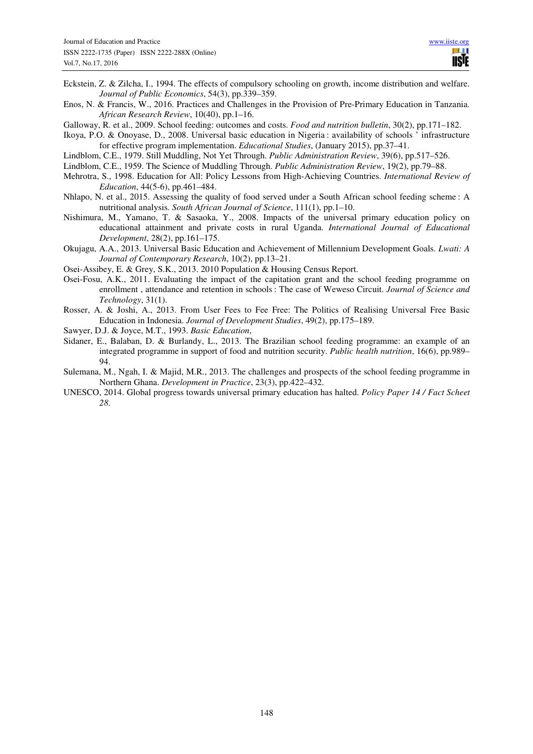Eckstein, Z. & Zilcha, I., 1994. The effects of compulsory schooling on growth, income distribution and welfare. *Journal of Public Economics*, 54(3), pp.339–359.

Enos, N. & Francis, W., 2016. Practices and Challenges in the Provision of Pre-Primary Education in Tanzania. *African Research Review*, 10(40), pp.1–16.

Galloway, R. et al., 2009. School feeding: outcomes and costs. *Food and nutrition bulletin*, 30(2), pp.171–182.

Ikoya, P.O. & Onoyase, D., 2008. Universal basic education in Nigeria : availability of schools ' infrastructure for effective program implementation. *Educational Studies*, (January 2015), pp.37–41.

Lindblom, C.E., 1979. Still Muddling, Not Yet Through. *Public Administration Review*, 39(6), pp.517–526.

Lindblom, C.E., 1959. The Science of Muddling Through. *Public Administration Review*, 19(2), pp.79–88.

Mehrotra, S., 1998. Education for All: Policy Lessons from High-Achieving Countries. *International Review of Education*, 44(5-6), pp.461–484.

Nhlapo, N. et al., 2015. Assessing the quality of food served under a South African school feeding scheme : A nutritional analysis. *South African Journal of Science*, 111(1), pp.1–10.

Nishimura, M., Yamano, T. & Sasaoka, Y., 2008. Impacts of the universal primary education policy on educational attainment and private costs in rural Uganda. *International Journal of Educational Development*, 28(2), pp.161–175.

Okujagu, A.A., 2013. Universal Basic Education and Achievement of Millennium Development Goals. *Lwati: A Journal of Contemporary Research*, 10(2), pp.13–21.

Osei-Assibey, E. & Grey, S.K., 2013. 2010 Population & Housing Census Report.

Osei-Fosu, A.K., 2011. Evaluating the impact of the capitation grant and the school feeding programme on enrollment , attendance and retention in schools : The case of Weweso Circuit. *Journal of Science and Technology*, 31(1).

Rosser, A. & Joshi, A., 2013. From User Fees to Fee Free: The Politics of Realising Universal Free Basic Education in Indonesia. *Journal of Development Studies*, 49(2), pp.175–189.

Sawyer, D.J. & Joyce, M.T., 1993. *Basic Education*,

Sidaner, E., Balaban, D. & Burlandy, L., 2013. The Brazilian school feeding programme: an example of an integrated programme in support of food and nutrition security. *Public health nutrition*, 16(6), pp.989–94.

Sulemana, M., Ngah, I. & Majid, M.R., 2013. The challenges and prospects of the school feeding programme in Northern Ghana. *Development in Practice*, 23(3), pp.422–432.

UNESCO, 2014. Global progress towards universal primary education has halted. *Policy Paper 14 / Fact Scheet 28.*